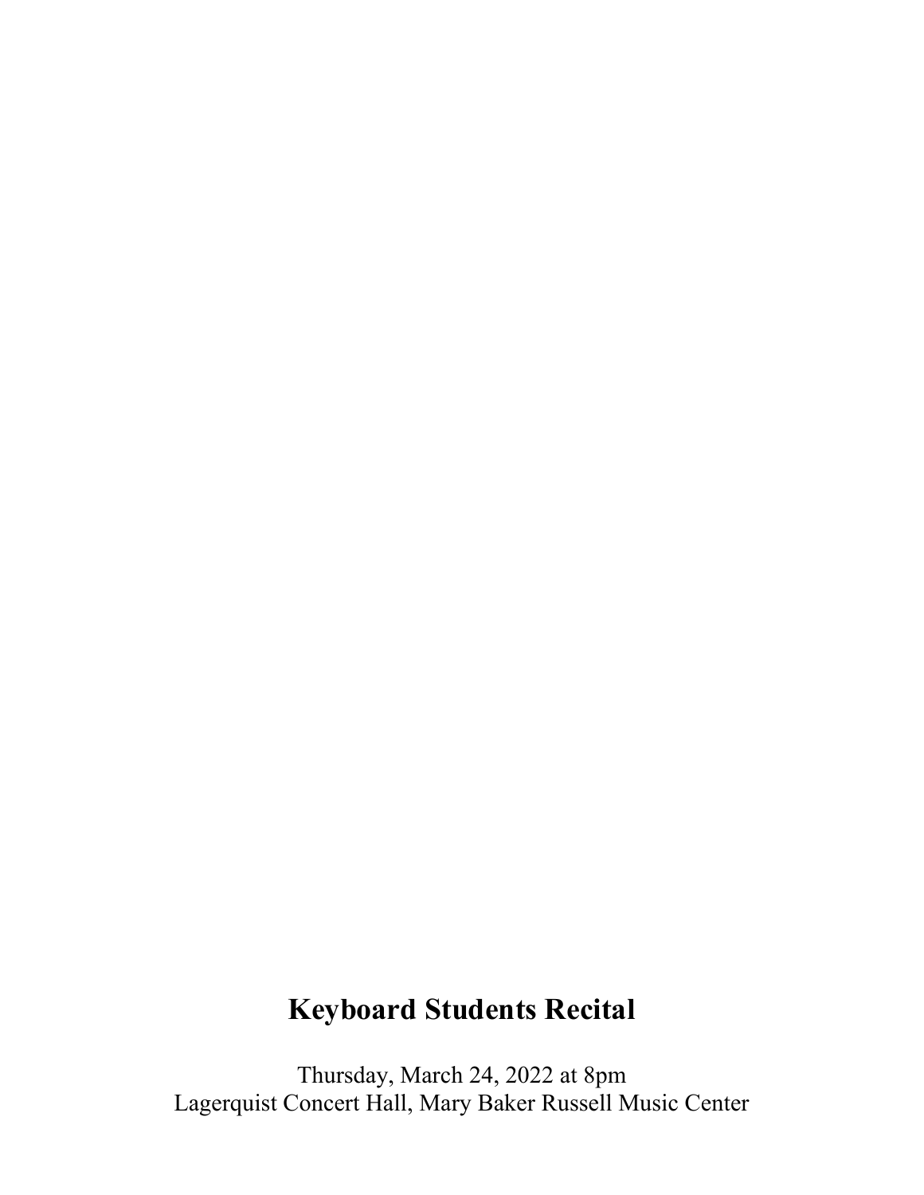# Keyboard Students Recital

Thursday, March 24, 2022 at 8pm
Lagerquist Concert Hall, Mary Baker Russell Music Center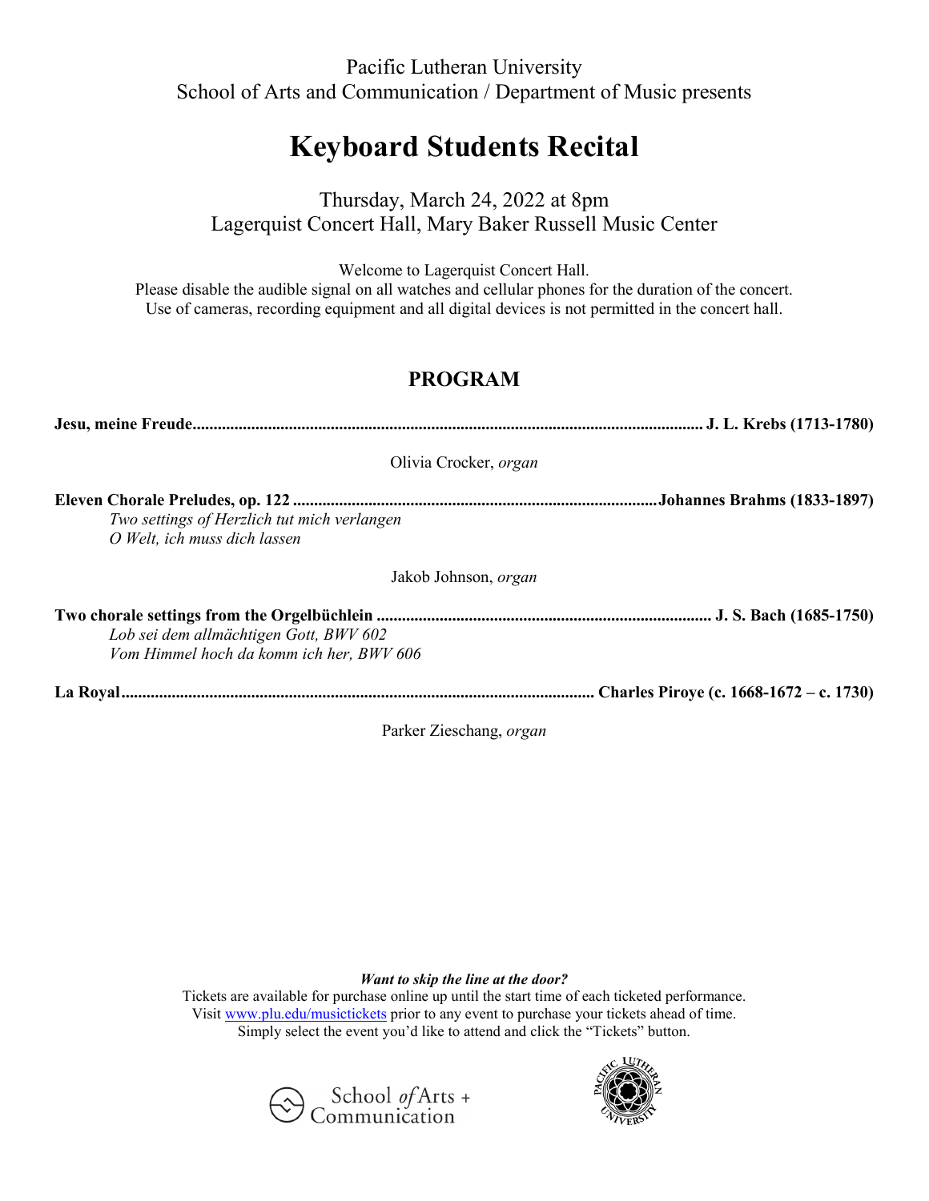Pacific Lutheran University
School of Arts and Communication / Department of Music presents

# Keyboard Students Recital

Thursday, March 24, 2022 at 8pm
Lagerquist Concert Hall, Mary Baker Russell Music Center

Welcome to Lagerquist Concert Hall.
Please disable the audible signal on all watches and cellular phones for the duration of the concert.
Use of cameras, recording equipment and all digital devices is not permitted in the concert hall.

## PROGRAM

**Jesu, meine Freude........................................................................ J. L. Krebs (1713-1780)**

Olivia Crocker, *organ*

**Eleven Chorale Preludes, op. 122 ........................................................................Johannes Brahms (1833-1897)**
*Two settings of Herzlich tut mich verlangen*
*O Welt, ich muss dich lassen*

Jakob Johnson, *organ*

**Two chorale settings from the Orgelbüchlein ........................................................................ J. S. Bach (1685-1750)**
*Lob sei dem allmächtigen Gott, BWV 602*
*Vom Himmel hoch da komm ich her, BWV 606*

**La Royal........................................................................ Charles Piroye (c. 1668-1672 – c. 1730)**

Parker Zieschang, *organ*

***Want to skip the line at the door?***
Tickets are available for purchase online up until the start time of each ticketed performance.
Visit [www.plu.edu/musictickets](http://www.plu.edu/musictickets) prior to any event to purchase your tickets ahead of time.
Simply select the event you'd like to attend and click the "Tickets" button.

School *of* Arts + Communication

PACIFIC LUTHERAN UNIVERSITY